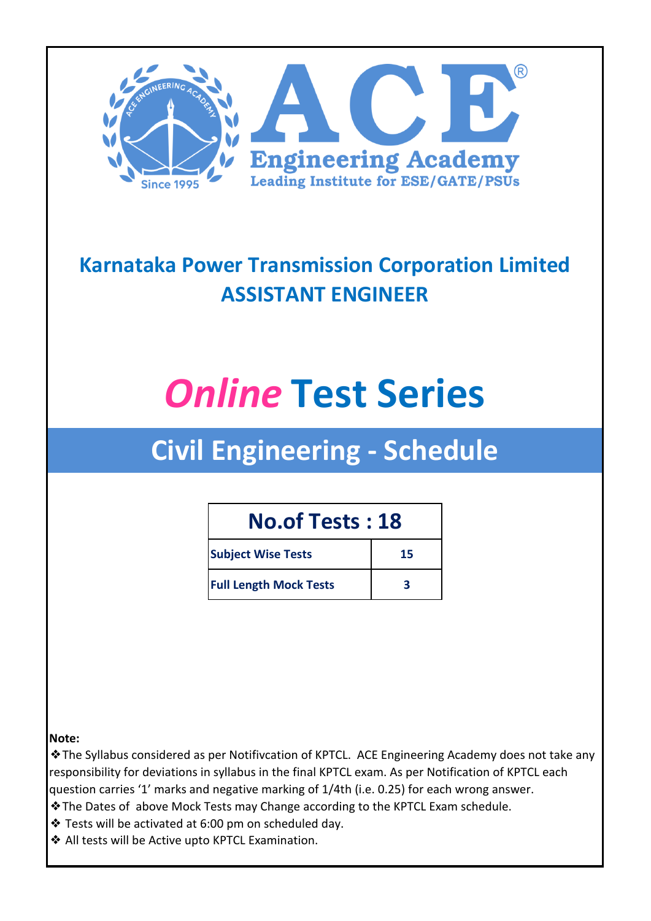ACE Engineering Academy

Leading Institute for ESE/GATE/PSUs

Since 1995

# Karnataka Power Transmission Corporation Limited
# ASSISTANT ENGINEER

# *Online* Test Series

## Civil Engineering - Schedule

| No.of Tests : 18 | |
|---|---|
| **Subject Wise Tests** | **15** |
| **Full Length Mock Tests** | **3** |

**Note:**

❖The Syllabus considered as per Notifivcation of KPTCL. ACE Engineering Academy does not take any responsibility for deviations in syllabus in the final KPTCL exam. As per Notification of KPTCL each question carries '1' marks and negative marking of 1/4th (i.e. 0.25) for each wrong answer.

❖The Dates of above Mock Tests may Change according to the KPTCL Exam schedule.

❖ Tests will be activated at 6:00 pm on scheduled day.

❖ All tests will be Active upto KPTCL Examination.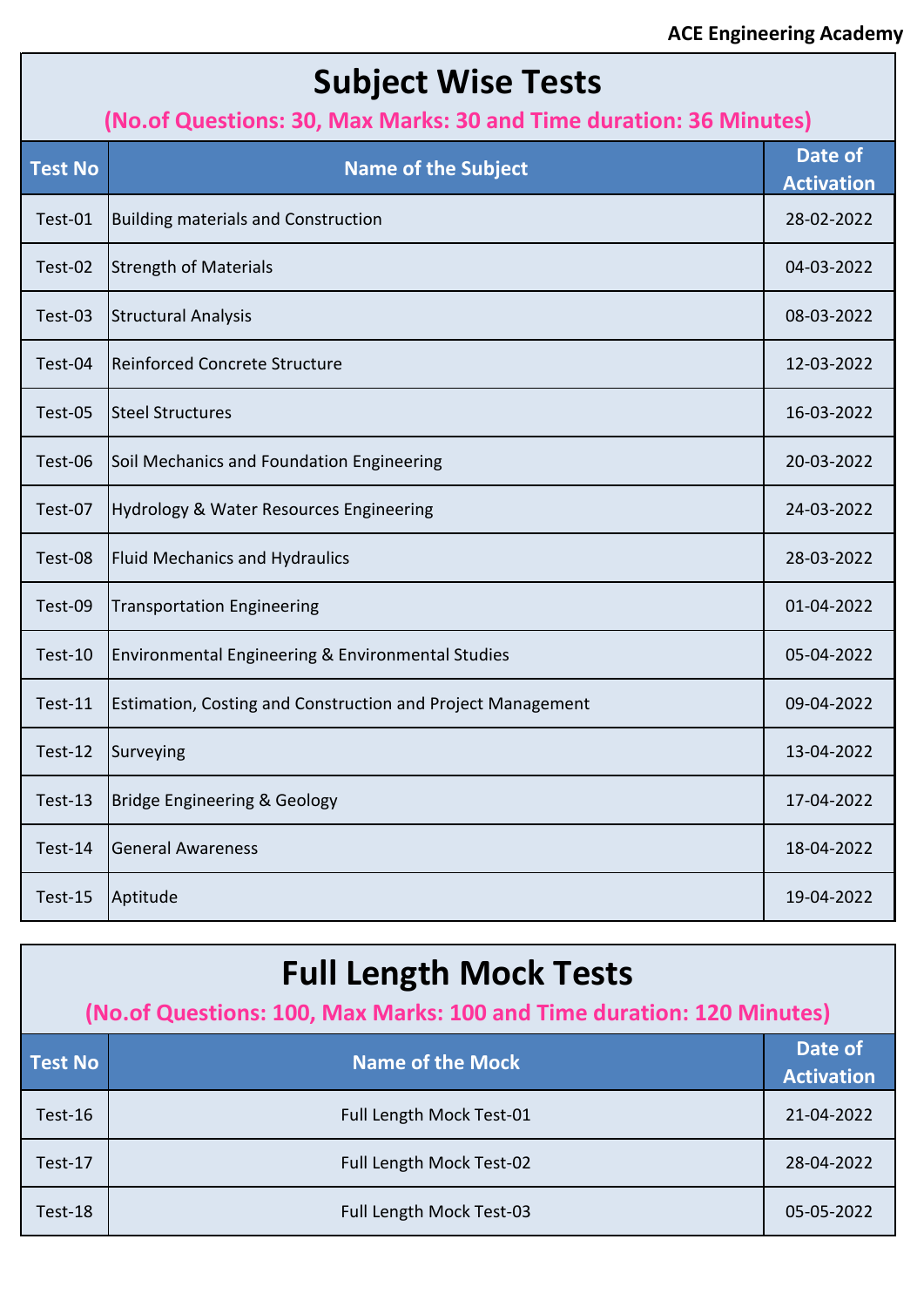ACE Engineering Academy

# Subject Wise Tests

**(No.of Questions: 30, Max Marks: 30 and Time duration: 36 Minutes)**

| Test No | Name of the Subject | Date of Activation |
|---|---|---|
| Test-01 | Building materials and Construction | 28-02-2022 |
| Test-02 | Strength of Materials | 04-03-2022 |
| Test-03 | Structural Analysis | 08-03-2022 |
| Test-04 | Reinforced Concrete Structure | 12-03-2022 |
| Test-05 | Steel Structures | 16-03-2022 |
| Test-06 | Soil Mechanics and Foundation Engineering | 20-03-2022 |
| Test-07 | Hydrology & Water Resources Engineering | 24-03-2022 |
| Test-08 | Fluid Mechanics and Hydraulics | 28-03-2022 |
| Test-09 | Transportation Engineering | 01-04-2022 |
| Test-10 | Environmental Engineering & Environmental Studies | 05-04-2022 |
| Test-11 | Estimation, Costing and Construction and Project Management | 09-04-2022 |
| Test-12 | Surveying | 13-04-2022 |
| Test-13 | Bridge Engineering & Geology | 17-04-2022 |
| Test-14 | General Awareness | 18-04-2022 |
| Test-15 | Aptitude | 19-04-2022 |

# Full Length Mock Tests

**(No.of Questions: 100, Max Marks: 100 and Time duration: 120 Minutes)**

| Test No | Name of the Mock | Date of Activation |
|---|---|---|
| Test-16 | Full Length Mock Test-01 | 21-04-2022 |
| Test-17 | Full Length Mock Test-02 | 28-04-2022 |
| Test-18 | Full Length Mock Test-03 | 05-05-2022 |